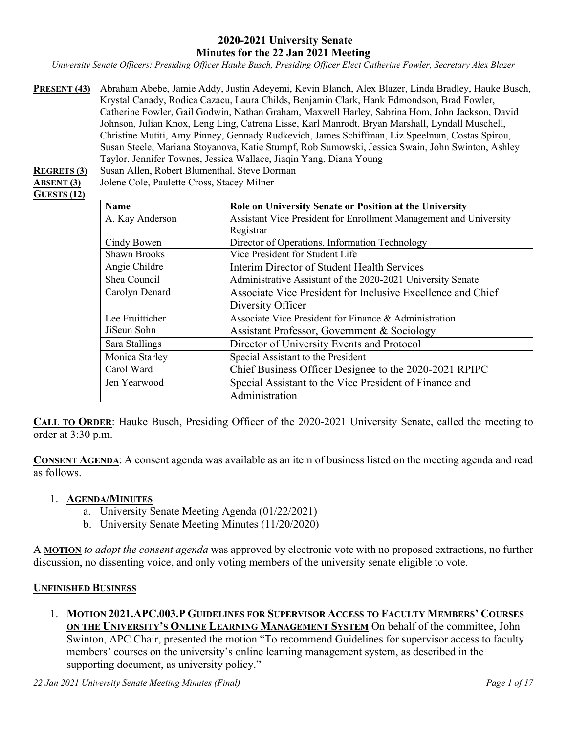# 2020-2021 University Senate
# Minutes for the 22 Jan 2021 Meeting

*University Senate Officers: Presiding Officer Hauke Busch, Presiding Officer Elect Catherine Fowler, Secretary Alex Blazer*

**PRESENT (43)** Abraham Abebe, Jamie Addy, Justin Adeyemi, Kevin Blanch, Alex Blazer, Linda Bradley, Hauke Busch, Krystal Canady, Rodica Cazacu, Laura Childs, Benjamin Clark, Hank Edmondson, Brad Fowler, Catherine Fowler, Gail Godwin, Nathan Graham, Maxwell Harley, Sabrina Hom, John Jackson, David Johnson, Julian Knox, Leng Ling, Catrena Lisse, Karl Manrodt, Bryan Marshall, Lyndall Muschell, Christine Mutiti, Amy Pinney, Gennady Rudkevich, James Schiffman, Liz Speelman, Costas Spirou, Susan Steele, Mariana Stoyanova, Katie Stumpf, Rob Sumowski, Jessica Swain, John Swinton, Ashley Taylor, Jennifer Townes, Jessica Wallace, Jiaqin Yang, Diana Young

**REGRETS (3)** Susan Allen, Robert Blumenthal, Steve Dorman

**ABSENT (3)** Jolene Cole, Paulette Cross, Stacey Milner

**GUESTS (12)**

| Name | Role on University Senate or Position at the University |
|---|---|
| A. Kay Anderson | Assistant Vice President for Enrollment Management and University Registrar |
| Cindy Bowen | Director of Operations, Information Technology |
| Shawn Brooks | Vice President for Student Life |
| Angie Childre | Interim Director of Student Health Services |
| Shea Council | Administrative Assistant of the 2020-2021 University Senate |
| Carolyn Denard | Associate Vice President for Inclusive Excellence and Chief Diversity Officer |
| Lee Fruitticher | Associate Vice President for Finance & Administration |
| JiSeun Sohn | Assistant Professor, Government & Sociology |
| Sara Stallings | Director of University Events and Protocol |
| Monica Starley | Special Assistant to the President |
| Carol Ward | Chief Business Officer Designee to the 2020-2021 RPIPC |
| Jen Yearwood | Special Assistant to the Vice President of Finance and Administration |

**CALL TO ORDER**: Hauke Busch, Presiding Officer of the 2020-2021 University Senate, called the meeting to order at 3:30 p.m.

**CONSENT AGENDA**: A consent agenda was available as an item of business listed on the meeting agenda and read as follows.

1. **AGENDA/MINUTES**
   a. University Senate Meeting Agenda (01/22/2021)
   b. University Senate Meeting Minutes (11/20/2020)

A **MOTION** *to adopt the consent agenda* was approved by electronic vote with no proposed extractions, no further discussion, no dissenting voice, and only voting members of the university senate eligible to vote.

**UNFINISHED BUSINESS**

1. **MOTION 2021.APC.003.P GUIDELINES FOR SUPERVISOR ACCESS TO FACULTY MEMBERS' COURSES ON THE UNIVERSITY'S ONLINE LEARNING MANAGEMENT SYSTEM** On behalf of the committee, John Swinton, APC Chair, presented the motion "To recommend Guidelines for supervisor access to faculty members' courses on the university's online learning management system, as described in the supporting document, as university policy."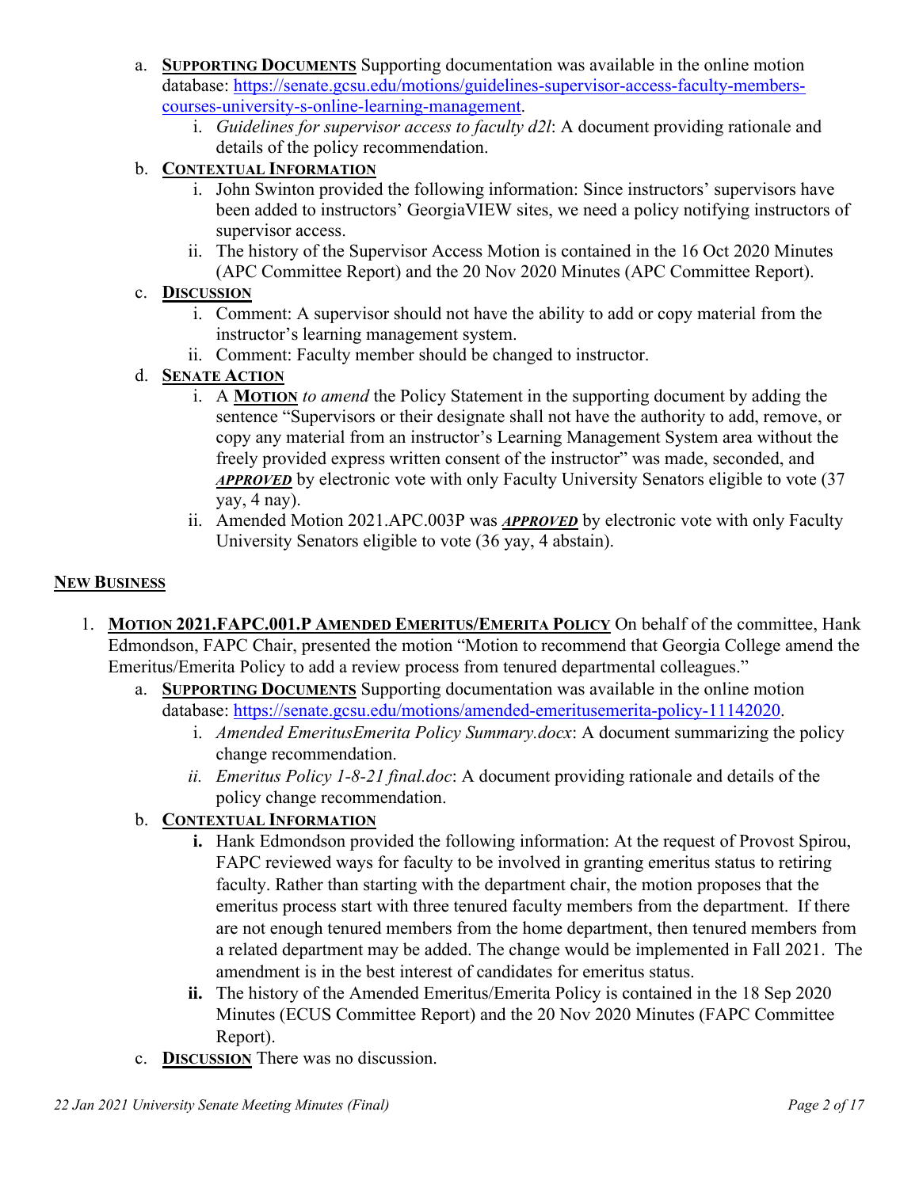a. **SUPPORTING DOCUMENTS** Supporting documentation was available in the online motion database: [https://senate.gcsu.edu/motions/guidelines-supervisor-access-faculty-members-courses-university-s-online-learning-management](https://senate.gcsu.edu/motions/guidelines-supervisor-access-faculty-members-courses-university-s-online-learning-management).
      i. *Guidelines for supervisor access to faculty d2l*: A document providing rationale and details of the policy recommendation.
   b. **CONTEXTUAL INFORMATION**
      i. John Swinton provided the following information: Since instructors' supervisors have been added to instructors' GeorgiaVIEW sites, we need a policy notifying instructors of supervisor access.
      ii. The history of the Supervisor Access Motion is contained in the 16 Oct 2020 Minutes (APC Committee Report) and the 20 Nov 2020 Minutes (APC Committee Report).
   c. **DISCUSSION**
      i. Comment: A supervisor should not have the ability to add or copy material from the instructor's learning management system.
      ii. Comment: Faculty member should be changed to instructor.
   d. **SENATE ACTION**
      i. A **MOTION** *to amend* the Policy Statement in the supporting document by adding the sentence "Supervisors or their designate shall not have the authority to add, remove, or copy any material from an instructor's Learning Management System area without the freely provided express written consent of the instructor" was made, seconded, and ***APPROVED*** by electronic vote with only Faculty University Senators eligible to vote (37 yay, 4 nay).
      ii. Amended Motion 2021.APC.003P was ***APPROVED*** by electronic vote with only Faculty University Senators eligible to vote (36 yay, 4 abstain).

## NEW BUSINESS

1. **MOTION 2021.FAPC.001.P AMENDED EMERITUS/EMERITA POLICY** On behalf of the committee, Hank Edmondson, FAPC Chair, presented the motion "Motion to recommend that Georgia College amend the Emeritus/Emerita Policy to add a review process from tenured departmental colleagues."
   a. **SUPPORTING DOCUMENTS** Supporting documentation was available in the online motion database: [https://senate.gcsu.edu/motions/amended-emeritusemerita-policy-11142020](https://senate.gcsu.edu/motions/amended-emeritusemerita-policy-11142020).
      i. *Amended EmeritusEmerita Policy Summary.docx*: A document summarizing the policy change recommendation.
      ii. *Emeritus Policy 1-8-21 final.doc*: A document providing rationale and details of the policy change recommendation.
   b. **CONTEXTUAL INFORMATION**
      i. Hank Edmondson provided the following information: At the request of Provost Spirou, FAPC reviewed ways for faculty to be involved in granting emeritus status to retiring faculty. Rather than starting with the department chair, the motion proposes that the emeritus process start with three tenured faculty members from the department. If there are not enough tenured members from the home department, then tenured members from a related department may be added. The change would be implemented in Fall 2021. The amendment is in the best interest of candidates for emeritus status.
      ii. The history of the Amended Emeritus/Emerita Policy is contained in the 18 Sep 2020 Minutes (ECUS Committee Report) and the 20 Nov 2020 Minutes (FAPC Committee Report).
   c. **DISCUSSION** There was no discussion.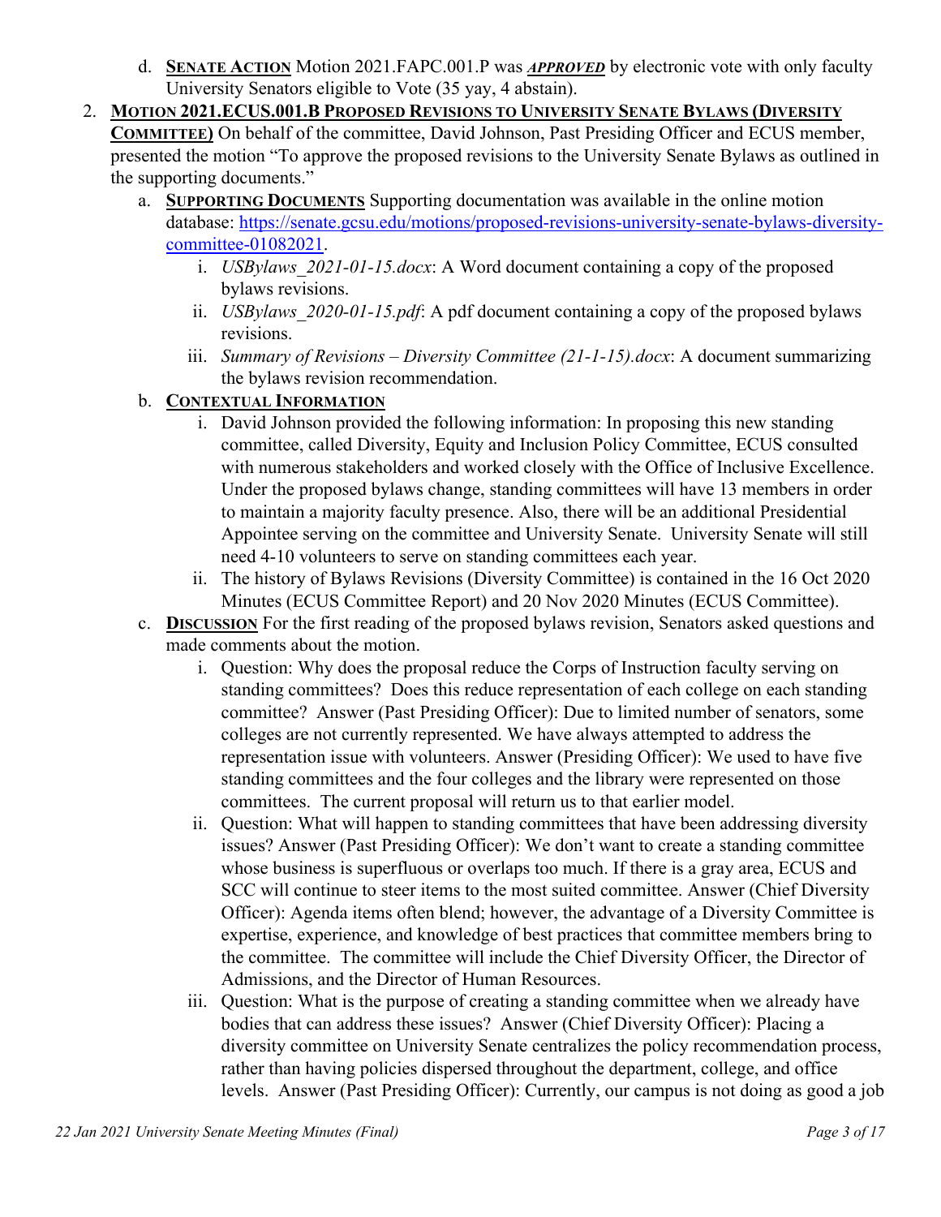d. **SENATE ACTION** Motion 2021.FAPC.001.P was ***APPROVED*** by electronic vote with only faculty University Senators eligible to Vote (35 yay, 4 abstain).

2. **MOTION 2021.ECUS.001.B PROPOSED REVISIONS TO UNIVERSITY SENATE BYLAWS (DIVERSITY COMMITTEE)** On behalf of the committee, David Johnson, Past Presiding Officer and ECUS member, presented the motion "To approve the proposed revisions to the University Senate Bylaws as outlined in the supporting documents."

   a. **SUPPORTING DOCUMENTS** Supporting documentation was available in the online motion database: https://senate.gcsu.edu/motions/proposed-revisions-university-senate-bylaws-diversity-committee-01082021.

      i. *USBylaws_2021-01-15.docx*: A Word document containing a copy of the proposed bylaws revisions.

      ii. *USBylaws_2020-01-15.pdf*: A pdf document containing a copy of the proposed bylaws revisions.

      iii. *Summary of Revisions – Diversity Committee (21-1-15).docx*: A document summarizing the bylaws revision recommendation.

   b. **CONTEXTUAL INFORMATION**

      i. David Johnson provided the following information: In proposing this new standing committee, called Diversity, Equity and Inclusion Policy Committee, ECUS consulted with numerous stakeholders and worked closely with the Office of Inclusive Excellence. Under the proposed bylaws change, standing committees will have 13 members in order to maintain a majority faculty presence. Also, there will be an additional Presidential Appointee serving on the committee and University Senate. University Senate will still need 4-10 volunteers to serve on standing committees each year.

      ii. The history of Bylaws Revisions (Diversity Committee) is contained in the 16 Oct 2020 Minutes (ECUS Committee Report) and 20 Nov 2020 Minutes (ECUS Committee).

   c. **DISCUSSION** For the first reading of the proposed bylaws revision, Senators asked questions and made comments about the motion.

      i. Question: Why does the proposal reduce the Corps of Instruction faculty serving on standing committees? Does this reduce representation of each college on each standing committee? Answer (Past Presiding Officer): Due to limited number of senators, some colleges are not currently represented. We have always attempted to address the representation issue with volunteers. Answer (Presiding Officer): We used to have five standing committees and the four colleges and the library were represented on those committees. The current proposal will return us to that earlier model.

      ii. Question: What will happen to standing committees that have been addressing diversity issues? Answer (Past Presiding Officer): We don't want to create a standing committee whose business is superfluous or overlaps too much. If there is a gray area, ECUS and SCC will continue to steer items to the most suited committee. Answer (Chief Diversity Officer): Agenda items often blend; however, the advantage of a Diversity Committee is expertise, experience, and knowledge of best practices that committee members bring to the committee. The committee will include the Chief Diversity Officer, the Director of Admissions, and the Director of Human Resources.

      iii. Question: What is the purpose of creating a standing committee when we already have bodies that can address these issues? Answer (Chief Diversity Officer): Placing a diversity committee on University Senate centralizes the policy recommendation process, rather than having policies dispersed throughout the department, college, and office levels. Answer (Past Presiding Officer): Currently, our campus is not doing as good a job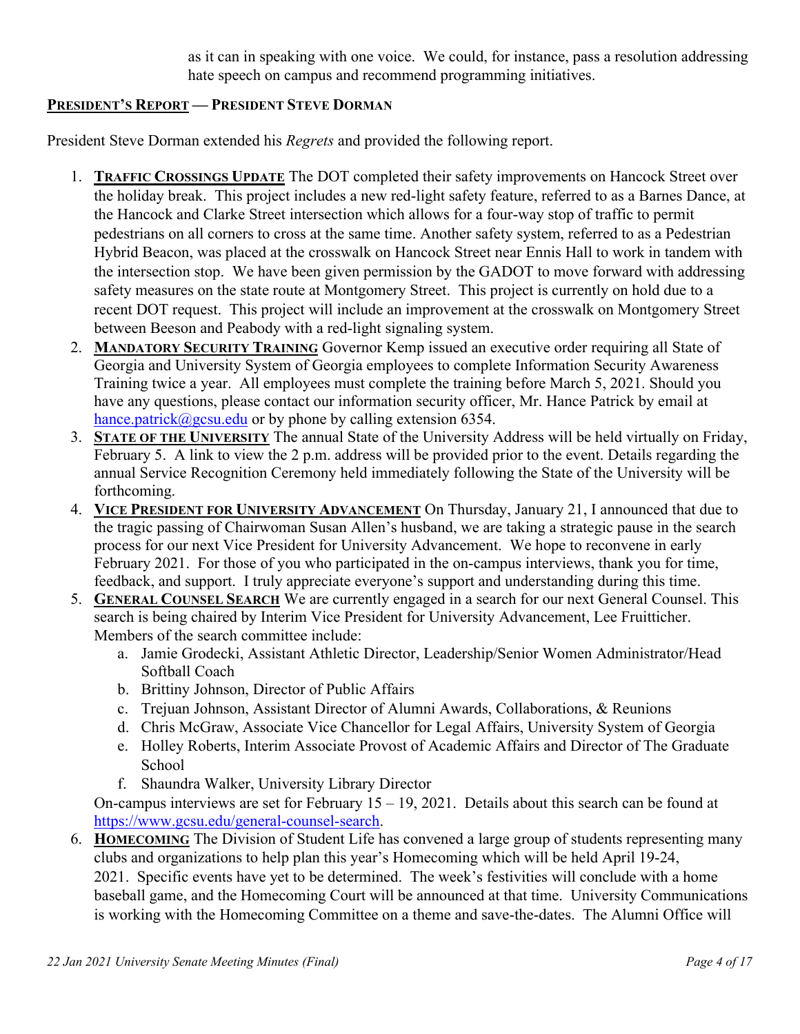as it can in speaking with one voice. We could, for instance, pass a resolution addressing hate speech on campus and recommend programming initiatives.

**PRESIDENT'S REPORT — PRESIDENT STEVE DORMAN**

President Steve Dorman extended his *Regrets* and provided the following report.

1. **TRAFFIC CROSSINGS UPDATE** The DOT completed their safety improvements on Hancock Street over the holiday break. This project includes a new red-light safety feature, referred to as a Barnes Dance, at the Hancock and Clarke Street intersection which allows for a four-way stop of traffic to permit pedestrians on all corners to cross at the same time. Another safety system, referred to as a Pedestrian Hybrid Beacon, was placed at the crosswalk on Hancock Street near Ennis Hall to work in tandem with the intersection stop. We have been given permission by the GADOT to move forward with addressing safety measures on the state route at Montgomery Street. This project is currently on hold due to a recent DOT request. This project will include an improvement at the crosswalk on Montgomery Street between Beeson and Peabody with a red-light signaling system.
2. **MANDATORY SECURITY TRAINING** Governor Kemp issued an executive order requiring all State of Georgia and University System of Georgia employees to complete Information Security Awareness Training twice a year. All employees must complete the training before March 5, 2021. Should you have any questions, please contact our information security officer, Mr. Hance Patrick by email at hance.patrick@gcsu.edu or by phone by calling extension 6354.
3. **STATE OF THE UNIVERSITY** The annual State of the University Address will be held virtually on Friday, February 5. A link to view the 2 p.m. address will be provided prior to the event. Details regarding the annual Service Recognition Ceremony held immediately following the State of the University will be forthcoming.
4. **VICE PRESIDENT FOR UNIVERSITY ADVANCEMENT** On Thursday, January 21, I announced that due to the tragic passing of Chairwoman Susan Allen's husband, we are taking a strategic pause in the search process for our next Vice President for University Advancement. We hope to reconvene in early February 2021. For those of you who participated in the on-campus interviews, thank you for time, feedback, and support. I truly appreciate everyone's support and understanding during this time.
5. **GENERAL COUNSEL SEARCH** We are currently engaged in a search for our next General Counsel. This search is being chaired by Interim Vice President for University Advancement, Lee Fruitticher. Members of the search committee include:
   a. Jamie Grodecki, Assistant Athletic Director, Leadership/Senior Women Administrator/Head Softball Coach
   b. Brittiny Johnson, Director of Public Affairs
   c. Trejuan Johnson, Assistant Director of Alumni Awards, Collaborations, & Reunions
   d. Chris McGraw, Associate Vice Chancellor for Legal Affairs, University System of Georgia
   e. Holley Roberts, Interim Associate Provost of Academic Affairs and Director of The Graduate School
   f. Shaundra Walker, University Library Director

   On-campus interviews are set for February 15 – 19, 2021. Details about this search can be found at https://www.gcsu.edu/general-counsel-search.
6. **HOMECOMING** The Division of Student Life has convened a large group of students representing many clubs and organizations to help plan this year's Homecoming which will be held April 19-24, 2021. Specific events have yet to be determined. The week's festivities will conclude with a home baseball game, and the Homecoming Court will be announced at that time. University Communications is working with the Homecoming Committee on a theme and save-the-dates. The Alumni Office will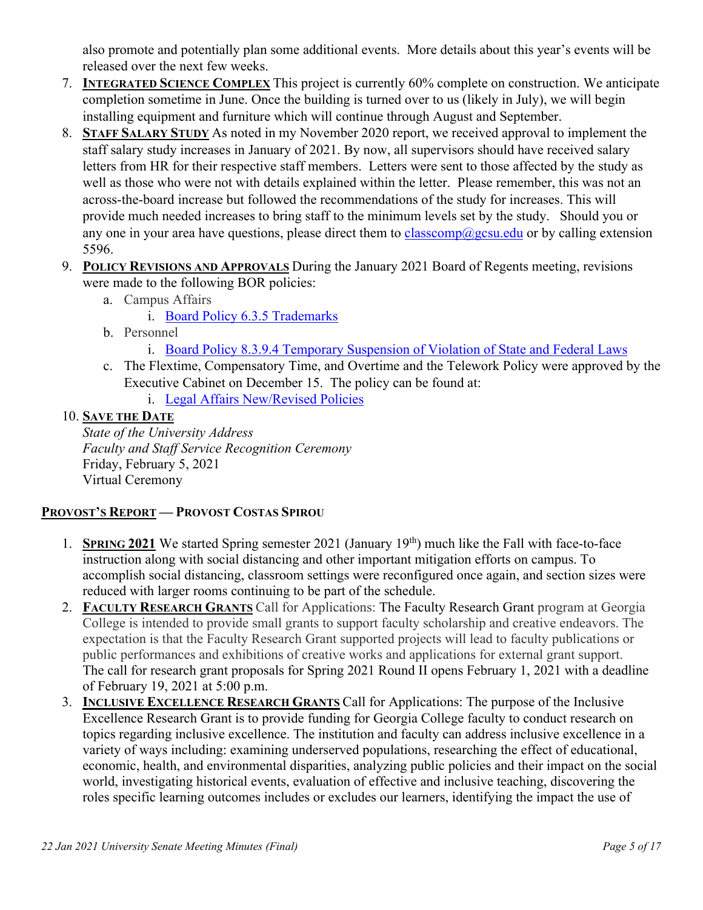also promote and potentially plan some additional events. More details about this year's events will be released over the next few weeks.

7. **INTEGRATED SCIENCE COMPLEX** This project is currently 60% complete on construction. We anticipate completion sometime in June. Once the building is turned over to us (likely in July), we will begin installing equipment and furniture which will continue through August and September.
8. **STAFF SALARY STUDY** As noted in my November 2020 report, we received approval to implement the staff salary study increases in January of 2021. By now, all supervisors should have received salary letters from HR for their respective staff members. Letters were sent to those affected by the study as well as those who were not with details explained within the letter. Please remember, this was not an across-the-board increase but followed the recommendations of the study for increases. This will provide much needed increases to bring staff to the minimum levels set by the study. Should you or any one in your area have questions, please direct them to classcomp@gcsu.edu or by calling extension 5596.
9. **POLICY REVISIONS AND APPROVALS** During the January 2021 Board of Regents meeting, revisions were made to the following BOR policies:
    a. Campus Affairs
        i. Board Policy 6.3.5 Trademarks
    b. Personnel
        i. Board Policy 8.3.9.4 Temporary Suspension of Violation of State and Federal Laws
    c. The Flextime, Compensatory Time, and Overtime and the Telework Policy were approved by the Executive Cabinet on December 15. The policy can be found at:
        i. Legal Affairs New/Revised Policies
10. **SAVE THE DATE**
    *State of the University Address*
    *Faculty and Staff Service Recognition Ceremony*
    Friday, February 5, 2021
    Virtual Ceremony

## PROVOST'S REPORT — PROVOST COSTAS SPIROU

1. **SPRING 2021** We started Spring semester 2021 (January 19th) much like the Fall with face-to-face instruction along with social distancing and other important mitigation efforts on campus. To accomplish social distancing, classroom settings were reconfigured once again, and section sizes were reduced with larger rooms continuing to be part of the schedule.
2. **FACULTY RESEARCH GRANTS** Call for Applications: The Faculty Research Grant program at Georgia College is intended to provide small grants to support faculty scholarship and creative endeavors. The expectation is that the Faculty Research Grant supported projects will lead to faculty publications or public performances and exhibitions of creative works and applications for external grant support. The call for research grant proposals for Spring 2021 Round II opens February 1, 2021 with a deadline of February 19, 2021 at 5:00 p.m.
3. **INCLUSIVE EXCELLENCE RESEARCH GRANTS** Call for Applications: The purpose of the Inclusive Excellence Research Grant is to provide funding for Georgia College faculty to conduct research on topics regarding inclusive excellence. The institution and faculty can address inclusive excellence in a variety of ways including: examining underserved populations, researching the effect of educational, economic, health, and environmental disparities, analyzing public policies and their impact on the social world, investigating historical events, evaluation of effective and inclusive teaching, discovering the roles specific learning outcomes includes or excludes our learners, identifying the impact the use of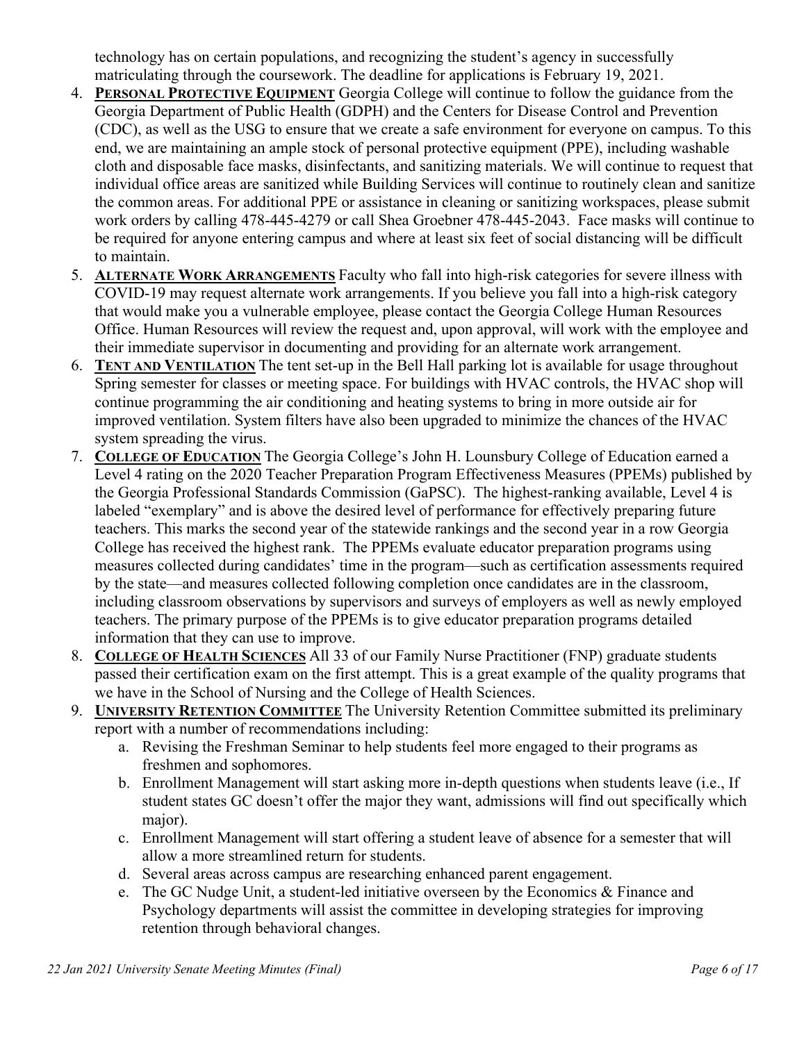technology has on certain populations, and recognizing the student's agency in successfully matriculating through the coursework. The deadline for applications is February 19, 2021.

4. **PERSONAL PROTECTIVE EQUIPMENT** Georgia College will continue to follow the guidance from the Georgia Department of Public Health (GDPH) and the Centers for Disease Control and Prevention (CDC), as well as the USG to ensure that we create a safe environment for everyone on campus. To this end, we are maintaining an ample stock of personal protective equipment (PPE), including washable cloth and disposable face masks, disinfectants, and sanitizing materials. We will continue to request that individual office areas are sanitized while Building Services will continue to routinely clean and sanitize the common areas. For additional PPE or assistance in cleaning or sanitizing workspaces, please submit work orders by calling 478-445-4279 or call Shea Groebner 478-445-2043. Face masks will continue to be required for anyone entering campus and where at least six feet of social distancing will be difficult to maintain.
5. **ALTERNATE WORK ARRANGEMENTS** Faculty who fall into high-risk categories for severe illness with COVID-19 may request alternate work arrangements. If you believe you fall into a high-risk category that would make you a vulnerable employee, please contact the Georgia College Human Resources Office. Human Resources will review the request and, upon approval, will work with the employee and their immediate supervisor in documenting and providing for an alternate work arrangement.
6. **TENT AND VENTILATION** The tent set-up in the Bell Hall parking lot is available for usage throughout Spring semester for classes or meeting space. For buildings with HVAC controls, the HVAC shop will continue programming the air conditioning and heating systems to bring in more outside air for improved ventilation. System filters have also been upgraded to minimize the chances of the HVAC system spreading the virus.
7. **COLLEGE OF EDUCATION** The Georgia College's John H. Lounsbury College of Education earned a Level 4 rating on the 2020 Teacher Preparation Program Effectiveness Measures (PPEMs) published by the Georgia Professional Standards Commission (GaPSC). The highest-ranking available, Level 4 is labeled "exemplary" and is above the desired level of performance for effectively preparing future teachers. This marks the second year of the statewide rankings and the second year in a row Georgia College has received the highest rank. The PPEMs evaluate educator preparation programs using measures collected during candidates' time in the program—such as certification assessments required by the state—and measures collected following completion once candidates are in the classroom, including classroom observations by supervisors and surveys of employers as well as newly employed teachers. The primary purpose of the PPEMs is to give educator preparation programs detailed information that they can use to improve.
8. **COLLEGE OF HEALTH SCIENCES** All 33 of our Family Nurse Practitioner (FNP) graduate students passed their certification exam on the first attempt. This is a great example of the quality programs that we have in the School of Nursing and the College of Health Sciences.
9. **UNIVERSITY RETENTION COMMITTEE** The University Retention Committee submitted its preliminary report with a number of recommendations including:
   a. Revising the Freshman Seminar to help students feel more engaged to their programs as freshmen and sophomores.
   b. Enrollment Management will start asking more in-depth questions when students leave (i.e., If student states GC doesn't offer the major they want, admissions will find out specifically which major).
   c. Enrollment Management will start offering a student leave of absence for a semester that will allow a more streamlined return for students.
   d. Several areas across campus are researching enhanced parent engagement.
   e. The GC Nudge Unit, a student-led initiative overseen by the Economics & Finance and Psychology departments will assist the committee in developing strategies for improving retention through behavioral changes.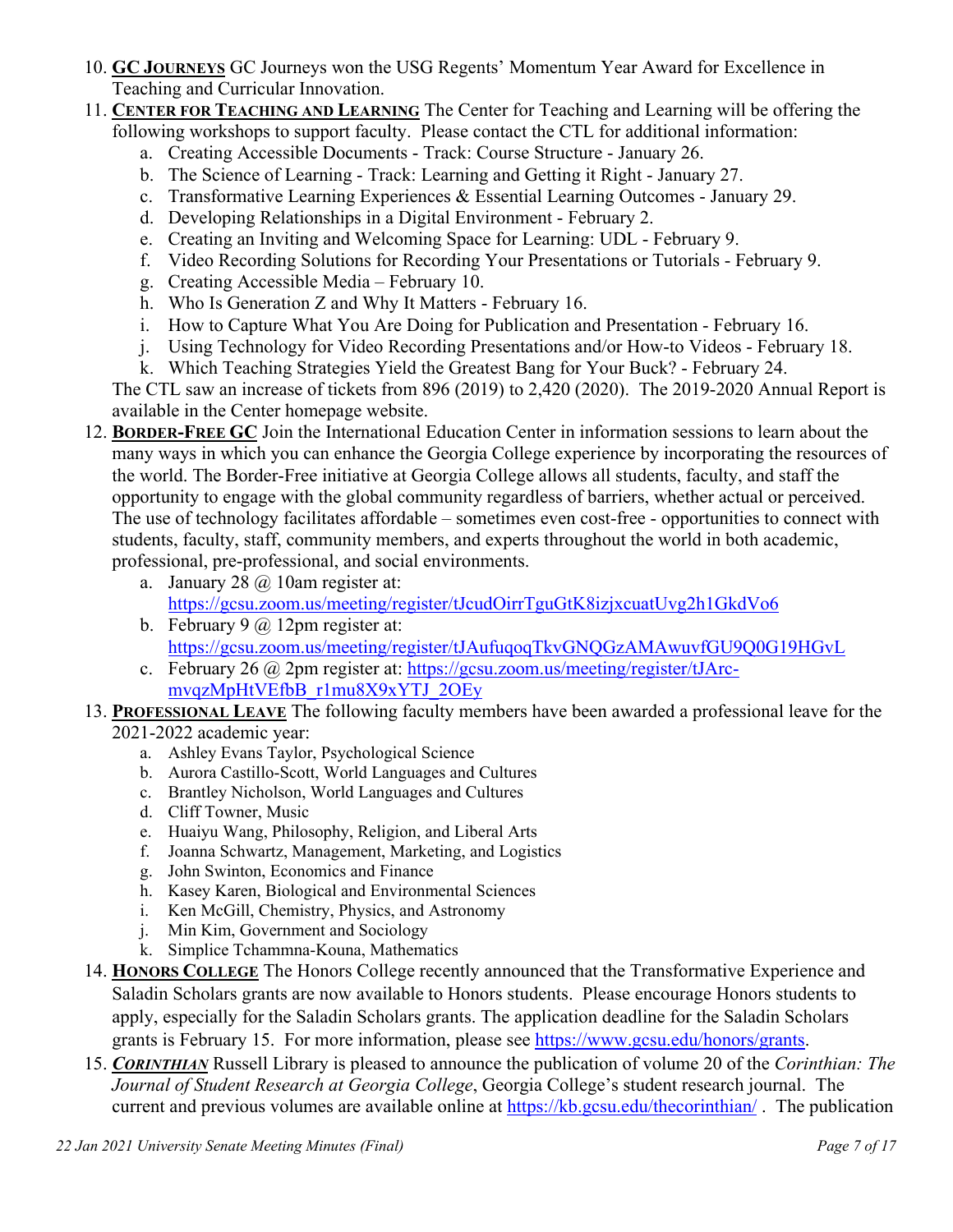10. **GC JOURNEYS** GC Journeys won the USG Regents' Momentum Year Award for Excellence in Teaching and Curricular Innovation.
11. **CENTER FOR TEACHING AND LEARNING** The Center for Teaching and Learning will be offering the following workshops to support faculty. Please contact the CTL for additional information:
    a. Creating Accessible Documents - Track: Course Structure - January 26.
    b. The Science of Learning - Track: Learning and Getting it Right - January 27.
    c. Transformative Learning Experiences & Essential Learning Outcomes - January 29.
    d. Developing Relationships in a Digital Environment - February 2.
    e. Creating an Inviting and Welcoming Space for Learning: UDL - February 9.
    f. Video Recording Solutions for Recording Your Presentations or Tutorials - February 9.
    g. Creating Accessible Media – February 10.
    h. Who Is Generation Z and Why It Matters - February 16.
    i. How to Capture What You Are Doing for Publication and Presentation - February 16.
    j. Using Technology for Video Recording Presentations and/or How-to Videos - February 18.
    k. Which Teaching Strategies Yield the Greatest Bang for Your Buck? - February 24.

    The CTL saw an increase of tickets from 896 (2019) to 2,420 (2020). The 2019-2020 Annual Report is available in the Center homepage website.
12. **BORDER-FREE GC** Join the International Education Center in information sessions to learn about the many ways in which you can enhance the Georgia College experience by incorporating the resources of the world. The Border-Free initiative at Georgia College allows all students, faculty, and staff the opportunity to engage with the global community regardless of barriers, whether actual or perceived. The use of technology facilitates affordable – sometimes even cost-free - opportunities to connect with students, faculty, staff, community members, and experts throughout the world in both academic, professional, pre-professional, and social environments.
    a. January 28 @ 10am register at: https://gcsu.zoom.us/meeting/register/tJcudOirrTguGtK8izjxcuatUvg2h1GkdVo6
    b. February 9 @ 12pm register at: https://gcsu.zoom.us/meeting/register/tJAufuqoqTkvGNQGzAMAwuvfGU9Q0G19HGvL
    c. February 26 @ 2pm register at: https://gcsu.zoom.us/meeting/register/tJArc-mvqzMpHtVEfbB_r1mu8X9xYTJ_2OEy
13. **PROFESSIONAL LEAVE** The following faculty members have been awarded a professional leave for the 2021-2022 academic year:
    a. Ashley Evans Taylor, Psychological Science
    b. Aurora Castillo-Scott, World Languages and Cultures
    c. Brantley Nicholson, World Languages and Cultures
    d. Cliff Towner, Music
    e. Huaiyu Wang, Philosophy, Religion, and Liberal Arts
    f. Joanna Schwartz, Management, Marketing, and Logistics
    g. John Swinton, Economics and Finance
    h. Kasey Karen, Biological and Environmental Sciences
    i. Ken McGill, Chemistry, Physics, and Astronomy
    j. Min Kim, Government and Sociology
    k. Simplice Tchammna-Kouna, Mathematics
14. **HONORS COLLEGE** The Honors College recently announced that the Transformative Experience and Saladin Scholars grants are now available to Honors students. Please encourage Honors students to apply, especially for the Saladin Scholars grants. The application deadline for the Saladin Scholars grants is February 15. For more information, please see https://www.gcsu.edu/honors/grants.
15. ***CORINTHIAN*** Russell Library is pleased to announce the publication of volume 20 of the *Corinthian: The Journal of Student Research at Georgia College*, Georgia College's student research journal. The current and previous volumes are available online at https://kb.gcsu.edu/thecorinthian/ . The publication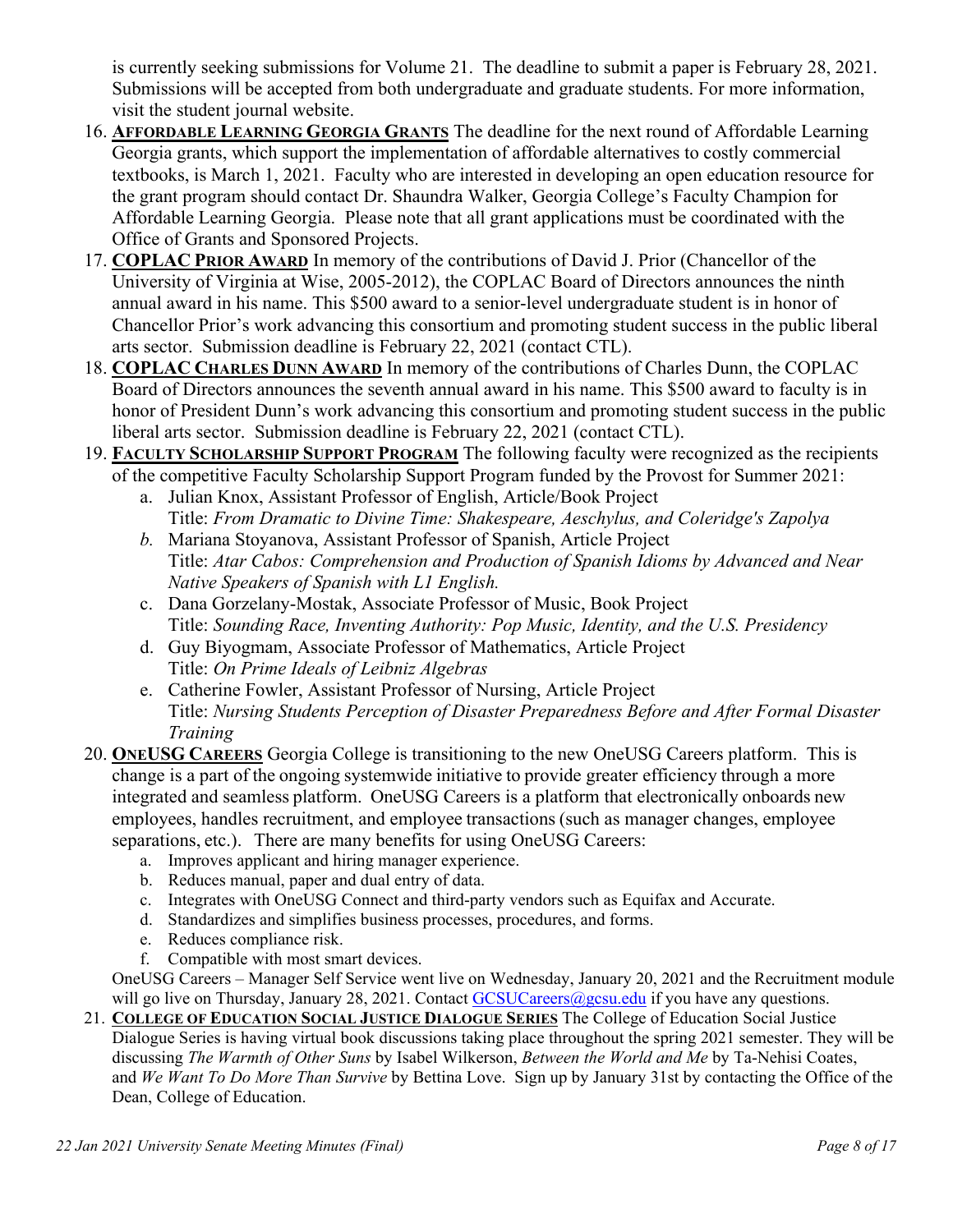is currently seeking submissions for Volume 21. The deadline to submit a paper is February 28, 2021. Submissions will be accepted from both undergraduate and graduate students. For more information, visit the student journal website.

16. **AFFORDABLE LEARNING GEORGIA GRANTS** The deadline for the next round of Affordable Learning Georgia grants, which support the implementation of affordable alternatives to costly commercial textbooks, is March 1, 2021. Faculty who are interested in developing an open education resource for the grant program should contact Dr. Shaundra Walker, Georgia College's Faculty Champion for Affordable Learning Georgia. Please note that all grant applications must be coordinated with the Office of Grants and Sponsored Projects.
17. **COPLAC PRIOR AWARD** In memory of the contributions of David J. Prior (Chancellor of the University of Virginia at Wise, 2005-2012), the COPLAC Board of Directors announces the ninth annual award in his name. This $500 award to a senior-level undergraduate student is in honor of Chancellor Prior's work advancing this consortium and promoting student success in the public liberal arts sector. Submission deadline is February 22, 2021 (contact CTL).
18. **COPLAC CHARLES DUNN AWARD** In memory of the contributions of Charles Dunn, the COPLAC Board of Directors announces the seventh annual award in his name. This $500 award to faculty is in honor of President Dunn's work advancing this consortium and promoting student success in the public liberal arts sector. Submission deadline is February 22, 2021 (contact CTL).
19. **FACULTY SCHOLARSHIP SUPPORT PROGRAM** The following faculty were recognized as the recipients of the competitive Faculty Scholarship Support Program funded by the Provost for Summer 2021:
    a. Julian Knox, Assistant Professor of English, Article/Book Project
       Title: *From Dramatic to Divine Time: Shakespeare, Aeschylus, and Coleridge's Zapolya*
    b. Mariana Stoyanova, Assistant Professor of Spanish, Article Project
       Title: *Atar Cabos: Comprehension and Production of Spanish Idioms by Advanced and Near Native Speakers of Spanish with L1 English.*
    c. Dana Gorzelany-Mostak, Associate Professor of Music, Book Project
       Title: *Sounding Race, Inventing Authority: Pop Music, Identity, and the U.S. Presidency*
    d. Guy Biyogmam, Associate Professor of Mathematics, Article Project
       Title: *On Prime Ideals of Leibniz Algebras*
    e. Catherine Fowler, Assistant Professor of Nursing, Article Project
       Title: *Nursing Students Perception of Disaster Preparedness Before and After Formal Disaster Training*
20. **ONEUSG CAREERS** Georgia College is transitioning to the new OneUSG Careers platform. This is change is a part of the ongoing systemwide initiative to provide greater efficiency through a more integrated and seamless platform. OneUSG Careers is a platform that electronically onboards new employees, handles recruitment, and employee transactions (such as manager changes, employee separations, etc.). There are many benefits for using OneUSG Careers:
    a. Improves applicant and hiring manager experience.
    b. Reduces manual, paper and dual entry of data.
    c. Integrates with OneUSG Connect and third-party vendors such as Equifax and Accurate.
    d. Standardizes and simplifies business processes, procedures, and forms.
    e. Reduces compliance risk.
    f. Compatible with most smart devices.

    OneUSG Careers – Manager Self Service went live on Wednesday, January 20, 2021 and the Recruitment module will go live on Thursday, January 28, 2021. Contact GCSUCareers@gcsu.edu if you have any questions.
21. **COLLEGE OF EDUCATION SOCIAL JUSTICE DIALOGUE SERIES** The College of Education Social Justice Dialogue Series is having virtual book discussions taking place throughout the spring 2021 semester. They will be discussing *The Warmth of Other Suns* by Isabel Wilkerson, *Between the World and Me* by Ta-Nehisi Coates, and *We Want To Do More Than Survive* by Bettina Love. Sign up by January 31st by contacting the Office of the Dean, College of Education.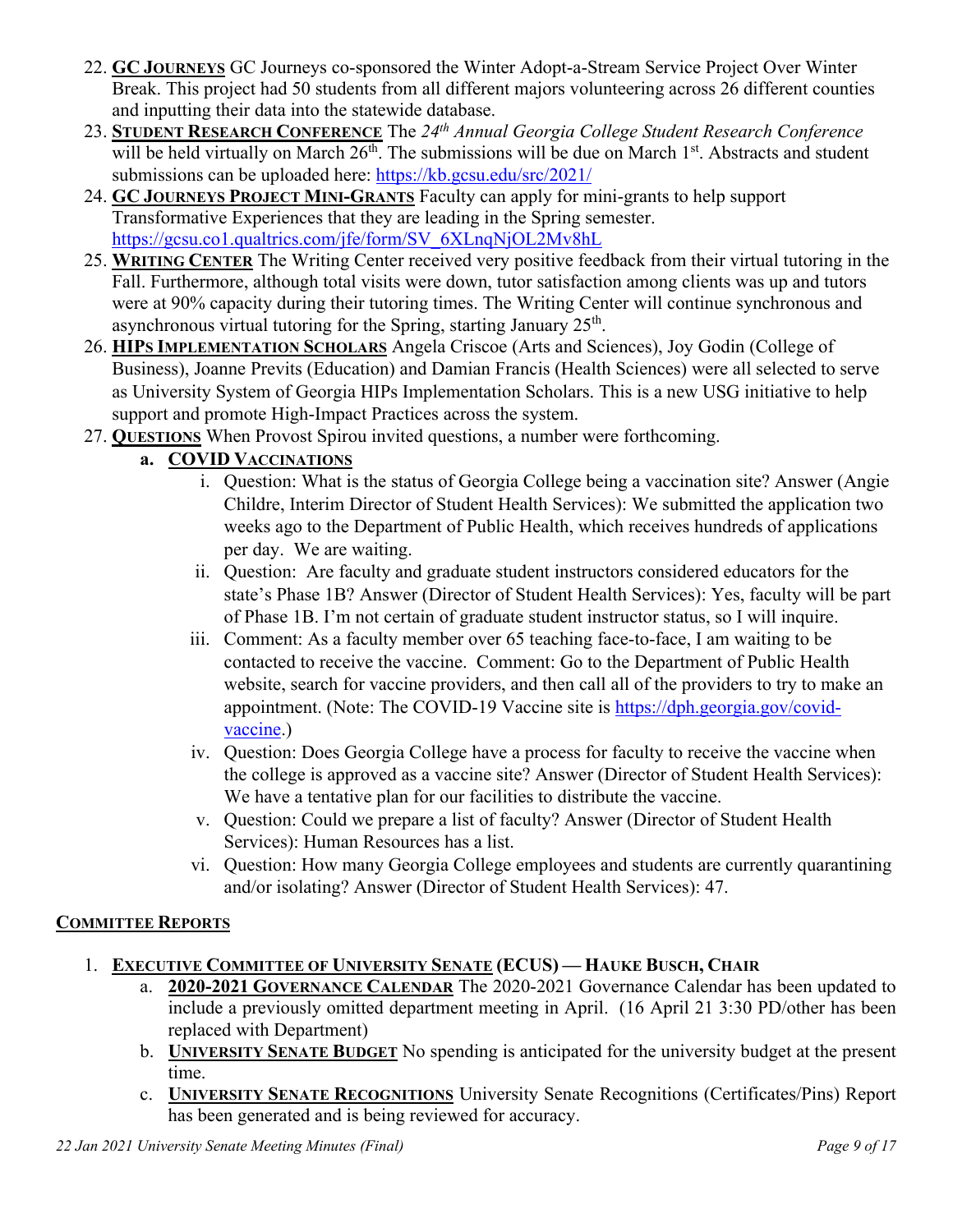22. **GC JOURNEYS** GC Journeys co-sponsored the Winter Adopt-a-Stream Service Project Over Winter Break. This project had 50 students from all different majors volunteering across 26 different counties and inputting their data into the statewide database.
23. **STUDENT RESEARCH CONFERENCE** The *24th Annual Georgia College Student Research Conference* will be held virtually on March 26th. The submissions will be due on March 1st. Abstracts and student submissions can be uploaded here: https://kb.gcsu.edu/src/2021/
24. **GC JOURNEYS PROJECT MINI-GRANTS** Faculty can apply for mini-grants to help support Transformative Experiences that they are leading in the Spring semester. https://gcsu.co1.qualtrics.com/jfe/form/SV_6XLnqNjOL2Mv8hL
25. **WRITING CENTER** The Writing Center received very positive feedback from their virtual tutoring in the Fall. Furthermore, although total visits were down, tutor satisfaction among clients was up and tutors were at 90% capacity during their tutoring times. The Writing Center will continue synchronous and asynchronous virtual tutoring for the Spring, starting January 25th.
26. **HIPS IMPLEMENTATION SCHOLARS** Angela Criscoe (Arts and Sciences), Joy Godin (College of Business), Joanne Previts (Education) and Damian Francis (Health Sciences) were all selected to serve as University System of Georgia HIPs Implementation Scholars. This is a new USG initiative to help support and promote High-Impact Practices across the system.
27. **QUESTIONS** When Provost Spirou invited questions, a number were forthcoming.
    a. **COVID VACCINATIONS**
        i. Question: What is the status of Georgia College being a vaccination site? Answer (Angie Childre, Interim Director of Student Health Services): We submitted the application two weeks ago to the Department of Public Health, which receives hundreds of applications per day. We are waiting.
        ii. Question: Are faculty and graduate student instructors considered educators for the state's Phase 1B? Answer (Director of Student Health Services): Yes, faculty will be part of Phase 1B. I'm not certain of graduate student instructor status, so I will inquire.
        iii. Comment: As a faculty member over 65 teaching face-to-face, I am waiting to be contacted to receive the vaccine. Comment: Go to the Department of Public Health website, search for vaccine providers, and then call all of the providers to try to make an appointment. (Note: The COVID-19 Vaccine site is https://dph.georgia.gov/covid-vaccine.)
        iv. Question: Does Georgia College have a process for faculty to receive the vaccine when the college is approved as a vaccine site? Answer (Director of Student Health Services): We have a tentative plan for our facilities to distribute the vaccine.
        v. Question: Could we prepare a list of faculty? Answer (Director of Student Health Services): Human Resources has a list.
        vi. Question: How many Georgia College employees and students are currently quarantining and/or isolating? Answer (Director of Student Health Services): 47.

## COMMITTEE REPORTS

1. **EXECUTIVE COMMITTEE OF UNIVERSITY SENATE (ECUS) — HAUKE BUSCH, CHAIR**
    a. **2020-2021 GOVERNANCE CALENDAR** The 2020-2021 Governance Calendar has been updated to include a previously omitted department meeting in April. (16 April 21 3:30 PD/other has been replaced with Department)
    b. **UNIVERSITY SENATE BUDGET** No spending is anticipated for the university budget at the present time.
    c. **UNIVERSITY SENATE RECOGNITIONS** University Senate Recognitions (Certificates/Pins) Report has been generated and is being reviewed for accuracy.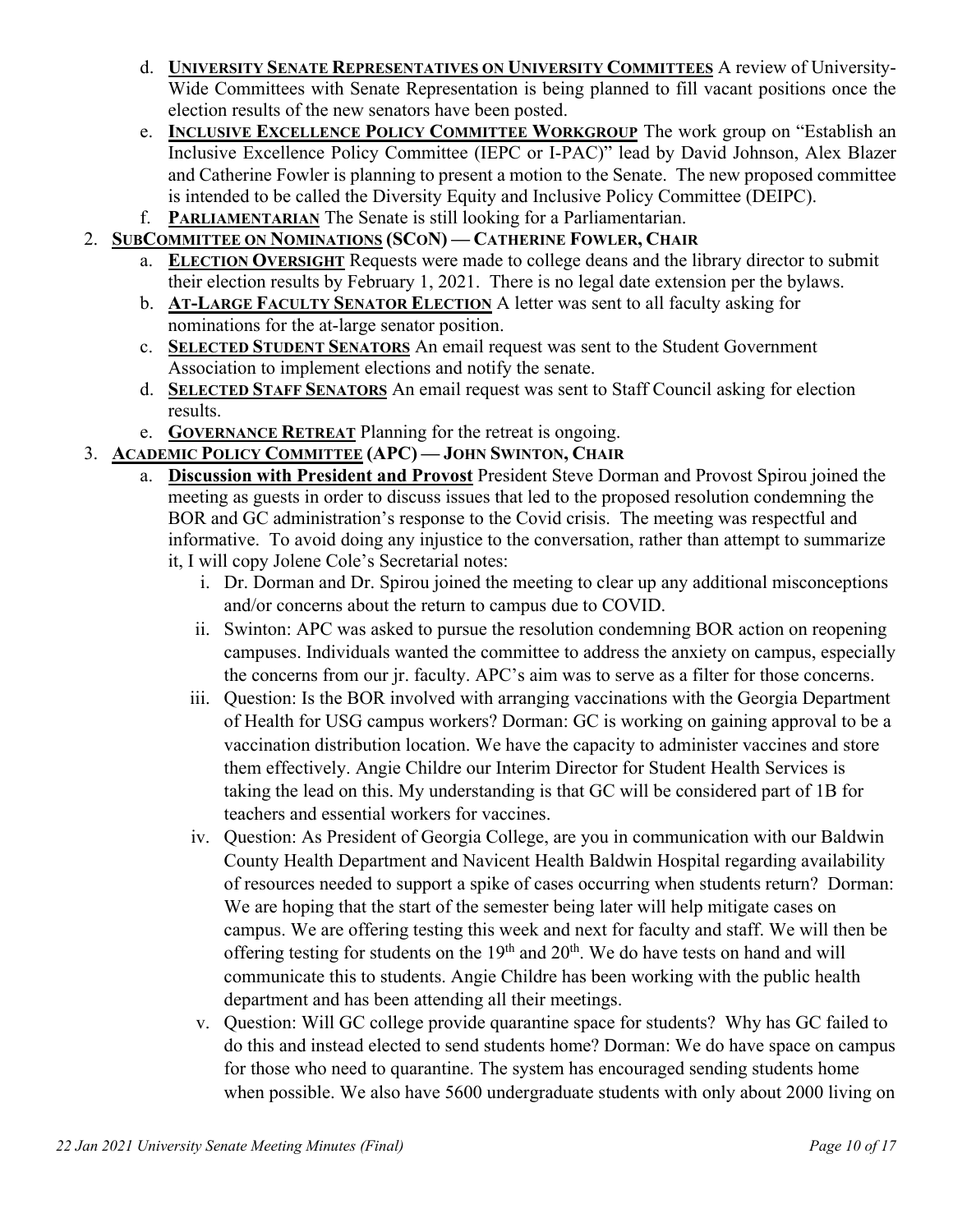d. **<u>University Senate Representatives on University Committees</u>** A review of University-Wide Committees with Senate Representation is being planned to fill vacant positions once the election results of the new senators have been posted.

e. **<u>Inclusive Excellence Policy Committee Workgroup</u>** The work group on "Establish an Inclusive Excellence Policy Committee (IEPC or I-PAC)" lead by David Johnson, Alex Blazer and Catherine Fowler is planning to present a motion to the Senate. The new proposed committee is intended to be called the Diversity Equity and Inclusive Policy Committee (DEIPC).

f. **<u>Parliamentarian</u>** The Senate is still looking for a Parliamentarian.

2. **<u>SubCommittee on Nominations</u> (SCoN) — Catherine Fowler, Chair**
   a. **<u>Election Oversight</u>** Requests were made to college deans and the library director to submit their election results by February 1, 2021. There is no legal date extension per the bylaws.
   b. **<u>At-Large Faculty Senator Election</u>** A letter was sent to all faculty asking for nominations for the at-large senator position.
   c. **<u>Selected Student Senators</u>** An email request was sent to the Student Government Association to implement elections and notify the senate.
   d. **<u>Selected Staff Senators</u>** An email request was sent to Staff Council asking for election results.
   e. **<u>Governance Retreat</u>** Planning for the retreat is ongoing.

3. **<u>Academic Policy Committee</u> (APC) — John Swinton, Chair**
   a. **<u>Discussion with President and Provost</u>** President Steve Dorman and Provost Spirou joined the meeting as guests in order to discuss issues that led to the proposed resolution condemning the BOR and GC administration's response to the Covid crisis. The meeting was respectful and informative. To avoid doing any injustice to the conversation, rather than attempt to summarize it, I will copy Jolene Cole's Secretarial notes:
      i. Dr. Dorman and Dr. Spirou joined the meeting to clear up any additional misconceptions and/or concerns about the return to campus due to COVID.
      ii. Swinton: APC was asked to pursue the resolution condemning BOR action on reopening campuses. Individuals wanted the committee to address the anxiety on campus, especially the concerns from our jr. faculty. APC's aim was to serve as a filter for those concerns.
      iii. Question: Is the BOR involved with arranging vaccinations with the Georgia Department of Health for USG campus workers? Dorman: GC is working on gaining approval to be a vaccination distribution location. We have the capacity to administer vaccines and store them effectively. Angie Childre our Interim Director for Student Health Services is taking the lead on this. My understanding is that GC will be considered part of 1B for teachers and essential workers for vaccines.
      iv. Question: As President of Georgia College, are you in communication with our Baldwin County Health Department and Navicent Health Baldwin Hospital regarding availability of resources needed to support a spike of cases occurring when students return? Dorman: We are hoping that the start of the semester being later will help mitigate cases on campus. We are offering testing this week and next for faculty and staff. We will then be offering testing for students on the 19th and 20th. We do have tests on hand and will communicate this to students. Angie Childre has been working with the public health department and has been attending all their meetings.
      v. Question: Will GC college provide quarantine space for students? Why has GC failed to do this and instead elected to send students home? Dorman: We do have space on campus for those who need to quarantine. The system has encouraged sending students home when possible. We also have 5600 undergraduate students with only about 2000 living on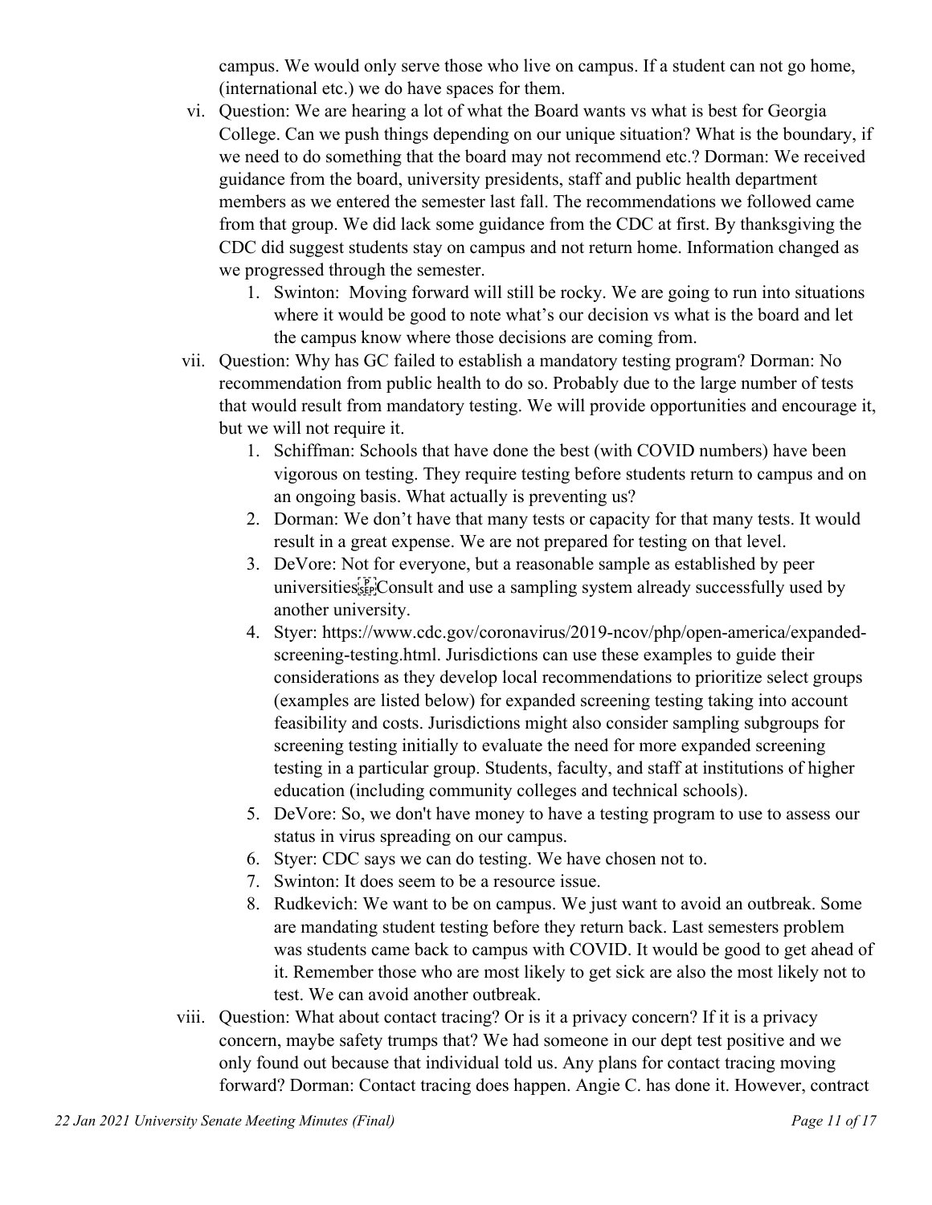campus. We would only serve those who live on campus. If a student can not go home, (international etc.) we do have spaces for them.

vi. Question: We are hearing a lot of what the Board wants vs what is best for Georgia College. Can we push things depending on our unique situation? What is the boundary, if we need to do something that the board may not recommend etc.? Dorman: We received guidance from the board, university presidents, staff and public health department members as we entered the semester last fall. The recommendations we followed came from that group. We did lack some guidance from the CDC at first. By thanksgiving the CDC did suggest students stay on campus and not return home. Information changed as we progressed through the semester.

   1. Swinton: Moving forward will still be rocky. We are going to run into situations where it would be good to note what's our decision vs what is the board and let the campus know where those decisions are coming from.

vii. Question: Why has GC failed to establish a mandatory testing program? Dorman: No recommendation from public health to do so. Probably due to the large number of tests that would result from mandatory testing. We will provide opportunities and encourage it, but we will not require it.

   1. Schiffman: Schools that have done the best (with COVID numbers) have been vigorous on testing. They require testing before students return to campus and on an ongoing basis. What actually is preventing us?
   2. Dorman: We don't have that many tests or capacity for that many tests. It would result in a great expense. We are not prepared for testing on that level.
   3. DeVore: Not for everyone, but a reasonable sample as established by peer universities Consult and use a sampling system already successfully used by another university.
   4. Styer: https://www.cdc.gov/coronavirus/2019-ncov/php/open-america/expanded-screening-testing.html. Jurisdictions can use these examples to guide their considerations as they develop local recommendations to prioritize select groups (examples are listed below) for expanded screening testing taking into account feasibility and costs. Jurisdictions might also consider sampling subgroups for screening testing initially to evaluate the need for more expanded screening testing in a particular group. Students, faculty, and staff at institutions of higher education (including community colleges and technical schools).
   5. DeVore: So, we don't have money to have a testing program to use to assess our status in virus spreading on our campus.
   6. Styer: CDC says we can do testing. We have chosen not to.
   7. Swinton: It does seem to be a resource issue.
   8. Rudkevich: We want to be on campus. We just want to avoid an outbreak. Some are mandating student testing before they return back. Last semesters problem was students came back to campus with COVID. It would be good to get ahead of it. Remember those who are most likely to get sick are also the most likely not to test. We can avoid another outbreak.

viii. Question: What about contact tracing? Or is it a privacy concern? If it is a privacy concern, maybe safety trumps that? We had someone in our dept test positive and we only found out because that individual told us. Any plans for contact tracing moving forward? Dorman: Contact tracing does happen. Angie C. has done it. However, contract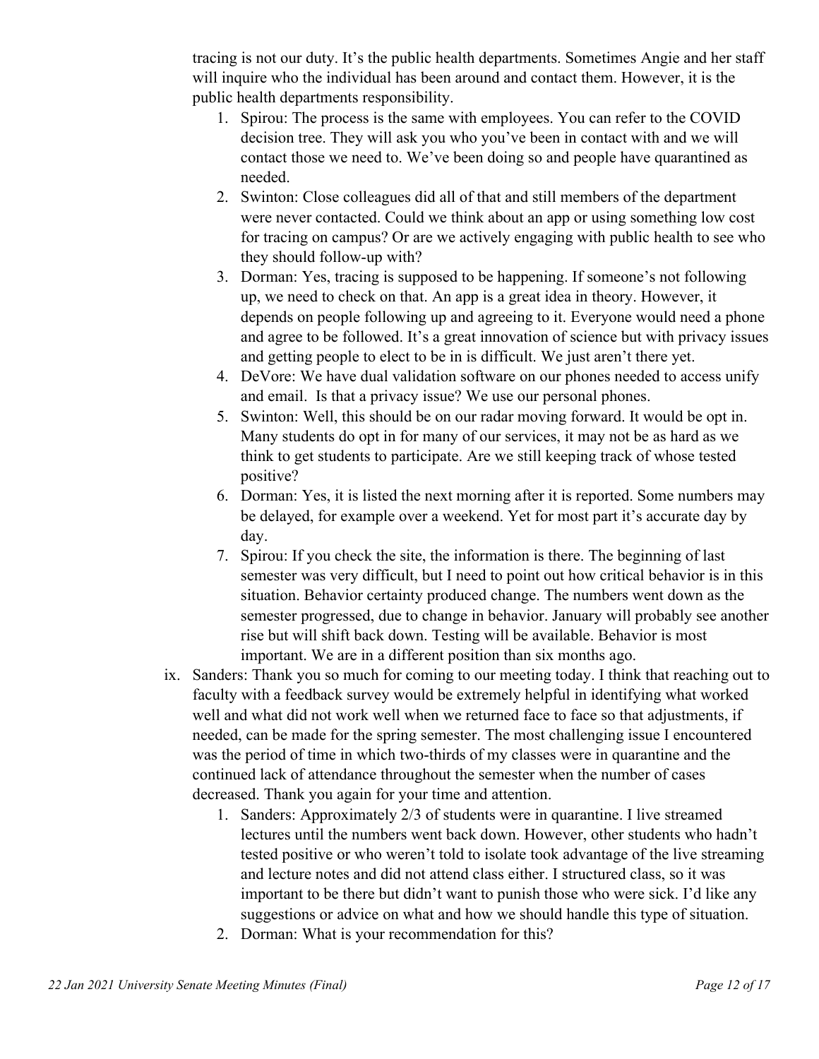tracing is not our duty. It's the public health departments. Sometimes Angie and her staff will inquire who the individual has been around and contact them. However, it is the public health departments responsibility.

1. Spirou: The process is the same with employees. You can refer to the COVID decision tree. They will ask you who you've been in contact with and we will contact those we need to. We've been doing so and people have quarantined as needed.
2. Swinton: Close colleagues did all of that and still members of the department were never contacted. Could we think about an app or using something low cost for tracing on campus? Or are we actively engaging with public health to see who they should follow-up with?
3. Dorman: Yes, tracing is supposed to be happening. If someone's not following up, we need to check on that. An app is a great idea in theory. However, it depends on people following up and agreeing to it. Everyone would need a phone and agree to be followed. It's a great innovation of science but with privacy issues and getting people to elect to be in is difficult. We just aren't there yet.
4. DeVore: We have dual validation software on our phones needed to access unify and email. Is that a privacy issue? We use our personal phones.
5. Swinton: Well, this should be on our radar moving forward. It would be opt in. Many students do opt in for many of our services, it may not be as hard as we think to get students to participate. Are we still keeping track of whose tested positive?
6. Dorman: Yes, it is listed the next morning after it is reported. Some numbers may be delayed, for example over a weekend. Yet for most part it's accurate day by day.
7. Spirou: If you check the site, the information is there. The beginning of last semester was very difficult, but I need to point out how critical behavior is in this situation. Behavior certainty produced change. The numbers went down as the semester progressed, due to change in behavior. January will probably see another rise but will shift back down. Testing will be available. Behavior is most important. We are in a different position than six months ago.

ix. Sanders: Thank you so much for coming to our meeting today. I think that reaching out to faculty with a feedback survey would be extremely helpful in identifying what worked well and what did not work well when we returned face to face so that adjustments, if needed, can be made for the spring semester. The most challenging issue I encountered was the period of time in which two-thirds of my classes were in quarantine and the continued lack of attendance throughout the semester when the number of cases decreased. Thank you again for your time and attention.

1. Sanders: Approximately 2/3 of students were in quarantine. I live streamed lectures until the numbers went back down. However, other students who hadn't tested positive or who weren't told to isolate took advantage of the live streaming and lecture notes and did not attend class either. I structured class, so it was important to be there but didn't want to punish those who were sick. I'd like any suggestions or advice on what and how we should handle this type of situation.
2. Dorman: What is your recommendation for this?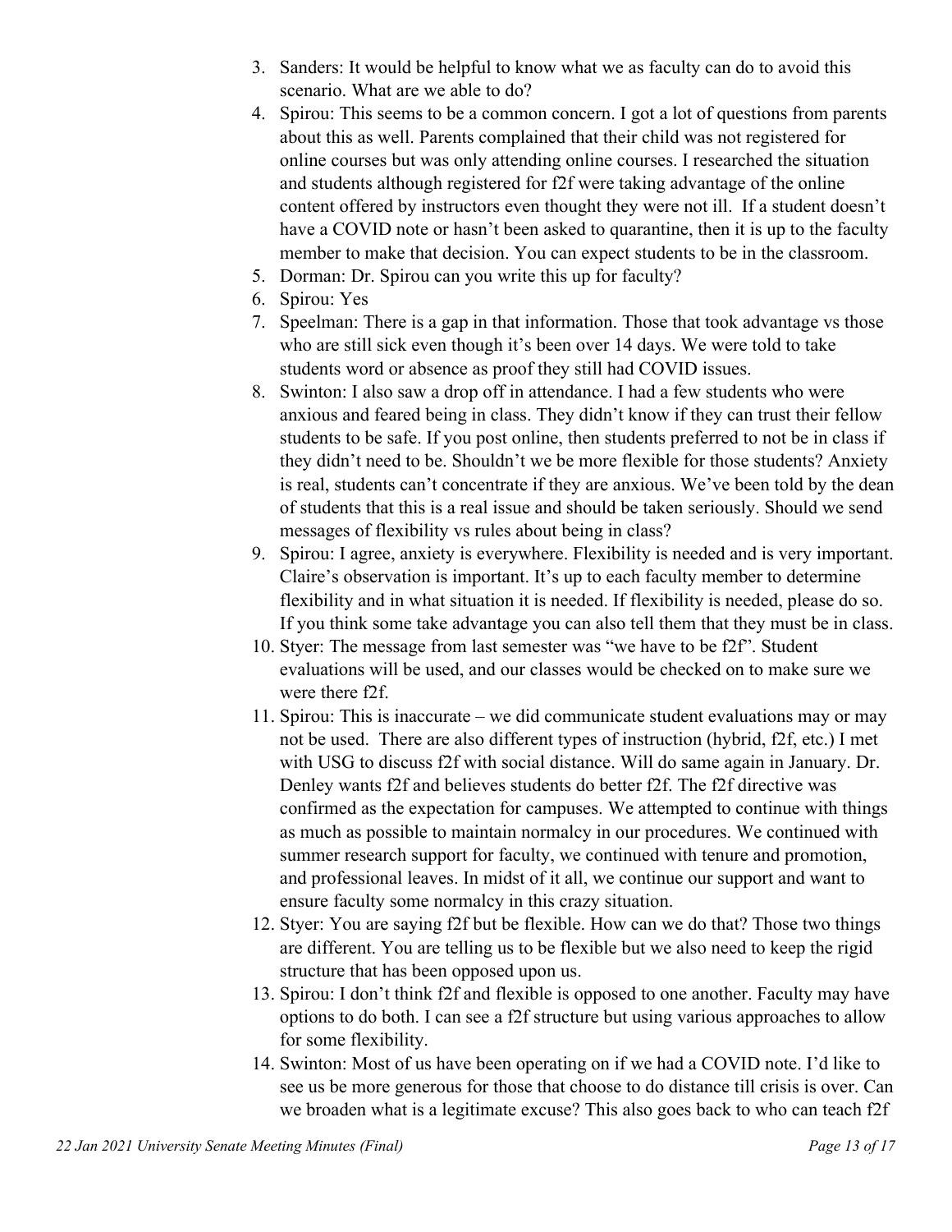3. Sanders: It would be helpful to know what we as faculty can do to avoid this scenario. What are we able to do?
4. Spirou: This seems to be a common concern. I got a lot of questions from parents about this as well. Parents complained that their child was not registered for online courses but was only attending online courses. I researched the situation and students although registered for f2f were taking advantage of the online content offered by instructors even thought they were not ill. If a student doesn't have a COVID note or hasn't been asked to quarantine, then it is up to the faculty member to make that decision. You can expect students to be in the classroom.
5. Dorman: Dr. Spirou can you write this up for faculty?
6. Spirou: Yes
7. Speelman: There is a gap in that information. Those that took advantage vs those who are still sick even though it's been over 14 days. We were told to take students word or absence as proof they still had COVID issues.
8. Swinton: I also saw a drop off in attendance. I had a few students who were anxious and feared being in class. They didn't know if they can trust their fellow students to be safe. If you post online, then students preferred to not be in class if they didn't need to be. Shouldn't we be more flexible for those students? Anxiety is real, students can't concentrate if they are anxious. We've been told by the dean of students that this is a real issue and should be taken seriously. Should we send messages of flexibility vs rules about being in class?
9. Spirou: I agree, anxiety is everywhere. Flexibility is needed and is very important. Claire's observation is important. It's up to each faculty member to determine flexibility and in what situation it is needed. If flexibility is needed, please do so. If you think some take advantage you can also tell them that they must be in class.
10. Styer: The message from last semester was "we have to be f2f". Student evaluations will be used, and our classes would be checked on to make sure we were there f2f.
11. Spirou: This is inaccurate – we did communicate student evaluations may or may not be used. There are also different types of instruction (hybrid, f2f, etc.) I met with USG to discuss f2f with social distance. Will do same again in January. Dr. Denley wants f2f and believes students do better f2f. The f2f directive was confirmed as the expectation for campuses. We attempted to continue with things as much as possible to maintain normalcy in our procedures. We continued with summer research support for faculty, we continued with tenure and promotion, and professional leaves. In midst of it all, we continue our support and want to ensure faculty some normalcy in this crazy situation.
12. Styer: You are saying f2f but be flexible. How can we do that? Those two things are different. You are telling us to be flexible but we also need to keep the rigid structure that has been opposed upon us.
13. Spirou: I don't think f2f and flexible is opposed to one another. Faculty may have options to do both. I can see a f2f structure but using various approaches to allow for some flexibility.
14. Swinton: Most of us have been operating on if we had a COVID note. I'd like to see us be more generous for those that choose to do distance till crisis is over. Can we broaden what is a legitimate excuse? This also goes back to who can teach f2f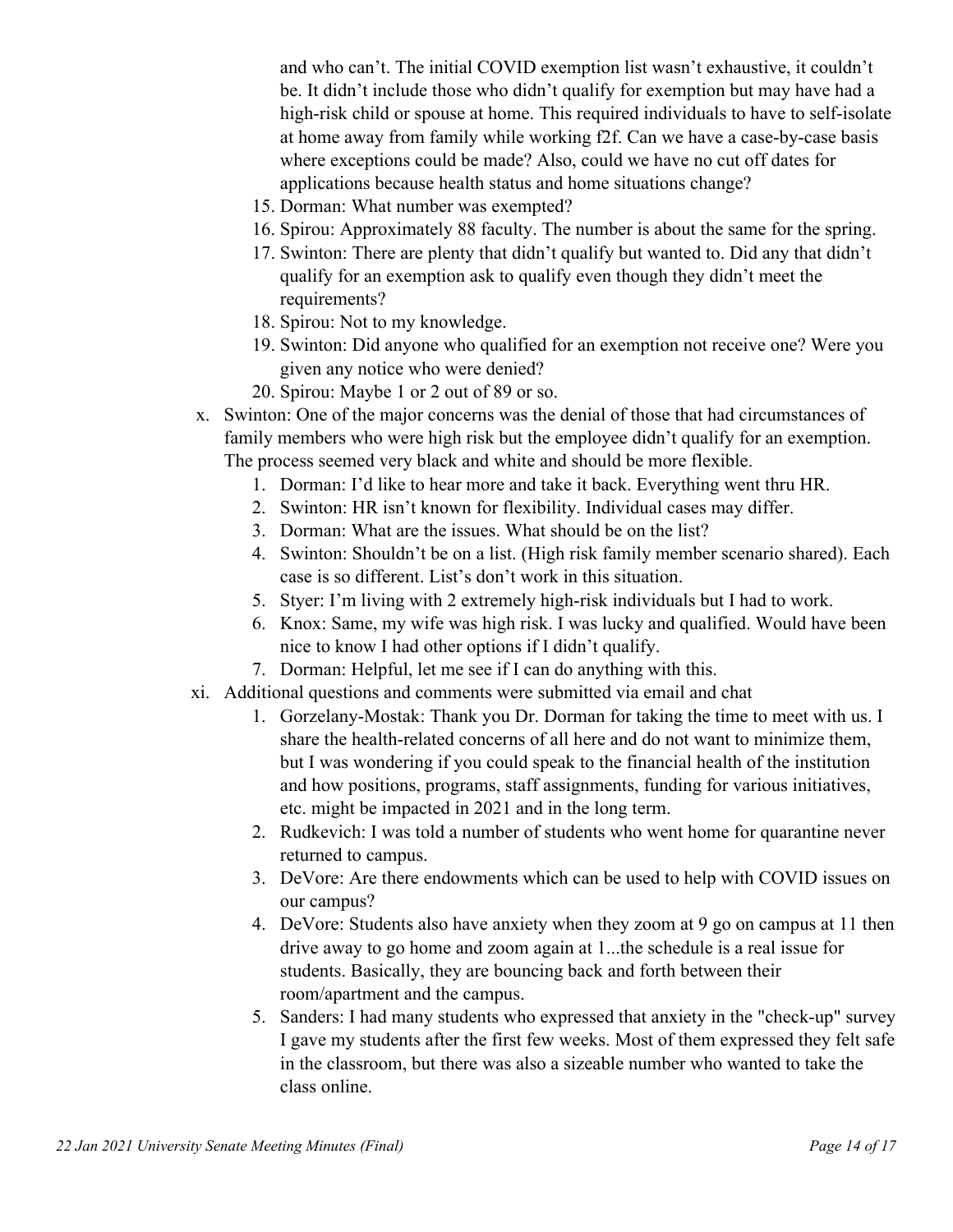and who can't. The initial COVID exemption list wasn't exhaustive, it couldn't be. It didn't include those who didn't qualify for exemption but may have had a high-risk child or spouse at home. This required individuals to have to self-isolate at home away from family while working f2f. Can we have a case-by-case basis where exceptions could be made? Also, could we have no cut off dates for applications because health status and home situations change?

15. Dorman: What number was exempted?
16. Spirou: Approximately 88 faculty. The number is about the same for the spring.
17. Swinton: There are plenty that didn't qualify but wanted to. Did any that didn't qualify for an exemption ask to qualify even though they didn't meet the requirements?
18. Spirou: Not to my knowledge.
19. Swinton: Did anyone who qualified for an exemption not receive one? Were you given any notice who were denied?
20. Spirou: Maybe 1 or 2 out of 89 or so.

x. Swinton: One of the major concerns was the denial of those that had circumstances of family members who were high risk but the employee didn't qualify for an exemption. The process seemed very black and white and should be more flexible.

1. Dorman: I'd like to hear more and take it back. Everything went thru HR.
2. Swinton: HR isn't known for flexibility. Individual cases may differ.
3. Dorman: What are the issues. What should be on the list?
4. Swinton: Shouldn't be on a list. (High risk family member scenario shared). Each case is so different. List's don't work in this situation.
5. Styer: I'm living with 2 extremely high-risk individuals but I had to work.
6. Knox: Same, my wife was high risk. I was lucky and qualified. Would have been nice to know I had other options if I didn't qualify.
7. Dorman: Helpful, let me see if I can do anything with this.

xi. Additional questions and comments were submitted via email and chat

1. Gorzelany-Mostak: Thank you Dr. Dorman for taking the time to meet with us. I share the health-related concerns of all here and do not want to minimize them, but I was wondering if you could speak to the financial health of the institution and how positions, programs, staff assignments, funding for various initiatives, etc. might be impacted in 2021 and in the long term.
2. Rudkevich: I was told a number of students who went home for quarantine never returned to campus.
3. DeVore: Are there endowments which can be used to help with COVID issues on our campus?
4. DeVore: Students also have anxiety when they zoom at 9 go on campus at 11 then drive away to go home and zoom again at 1...the schedule is a real issue for students. Basically, they are bouncing back and forth between their room/apartment and the campus.
5. Sanders: I had many students who expressed that anxiety in the "check-up" survey I gave my students after the first few weeks. Most of them expressed they felt safe in the classroom, but there was also a sizeable number who wanted to take the class online.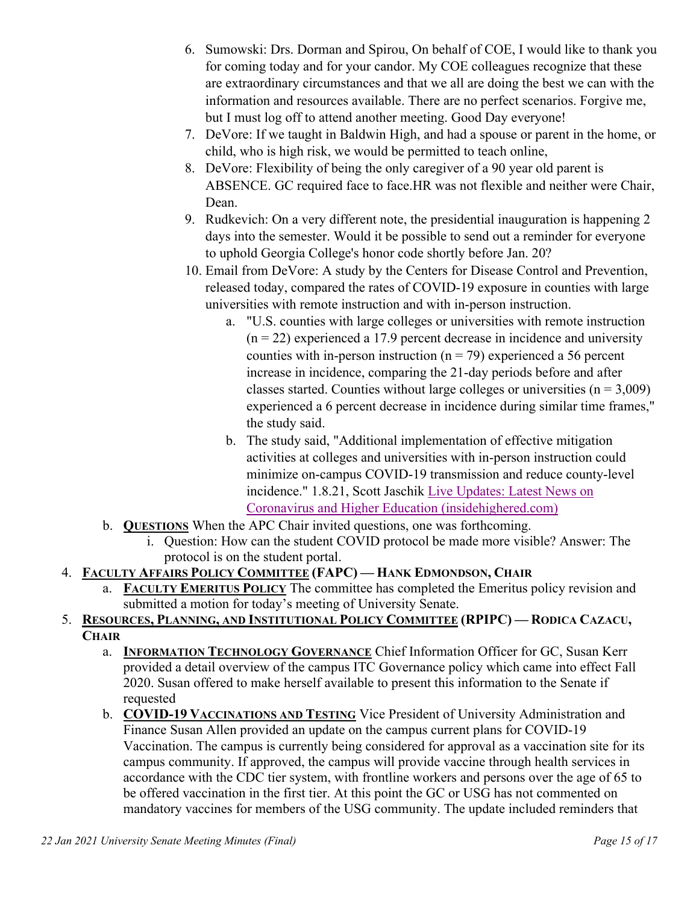6. Sumowski: Drs. Dorman and Spirou, On behalf of COE, I would like to thank you for coming today and for your candor. My COE colleagues recognize that these are extraordinary circumstances and that we all are doing the best we can with the information and resources available. There are no perfect scenarios. Forgive me, but I must log off to attend another meeting. Good Day everyone!
7. DeVore: If we taught in Baldwin High, and had a spouse or parent in the home, or child, who is high risk, we would be permitted to teach online,
8. DeVore: Flexibility of being the only caregiver of a 90 year old parent is ABSENCE. GC required face to face.HR was not flexible and neither were Chair, Dean.
9. Rudkevich: On a very different note, the presidential inauguration is happening 2 days into the semester. Would it be possible to send out a reminder for everyone to uphold Georgia College's honor code shortly before Jan. 20?
10. Email from DeVore: A study by the Centers for Disease Control and Prevention, released today, compared the rates of COVID-19 exposure in counties with large universities with remote instruction and with in-person instruction.
    a. "U.S. counties with large colleges or universities with remote instruction (n = 22) experienced a 17.9 percent decrease in incidence and university counties with in-person instruction (n = 79) experienced a 56 percent increase in incidence, comparing the 21-day periods before and after classes started. Counties without large colleges or universities (n = 3,009) experienced a 6 percent decrease in incidence during similar time frames," the study said.
    b. The study said, "Additional implementation of effective mitigation activities at colleges and universities with in-person instruction could minimize on-campus COVID-19 transmission and reduce county-level incidence." 1.8.21, Scott Jaschik [Live Updates: Latest News on Coronavirus and Higher Education (insidehighered.com)]

b. **<u>Questions</u>** When the APC Chair invited questions, one was forthcoming.
   i. Question: How can the student COVID protocol be made more visible? Answer: The protocol is on the student portal.

4. **<u>Faculty Affairs Policy Committee</u> (FAPC) — Hank Edmondson, Chair**
   a. **<u>Faculty Emeritus Policy</u>** The committee has completed the Emeritus policy revision and submitted a motion for today's meeting of University Senate.
5. **<u>Resources, Planning, and Institutional Policy Committee</u> (RPIPC) — Rodica Cazacu, Chair**
   a. **<u>Information Technology Governance</u>** Chief Information Officer for GC, Susan Kerr provided a detail overview of the campus ITC Governance policy which came into effect Fall 2020. Susan offered to make herself available to present this information to the Senate if requested
   b. **<u>COVID-19 Vaccinations and Testing</u>** Vice President of University Administration and Finance Susan Allen provided an update on the campus current plans for COVID-19 Vaccination. The campus is currently being considered for approval as a vaccination site for its campus community. If approved, the campus will provide vaccine through health services in accordance with the CDC tier system, with frontline workers and persons over the age of 65 to be offered vaccination in the first tier. At this point the GC or USG has not commented on mandatory vaccines for members of the USG community. The update included reminders that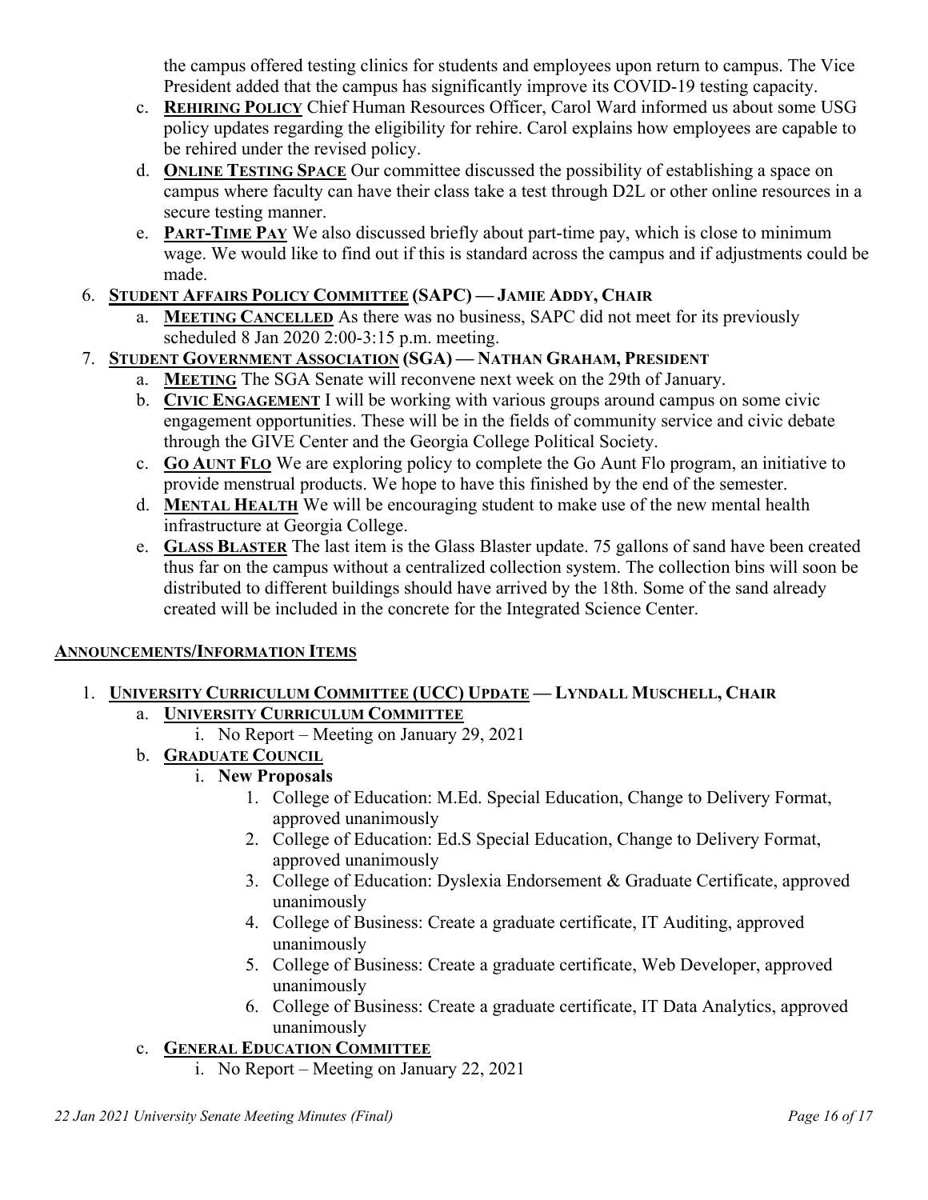the campus offered testing clinics for students and employees upon return to campus. The Vice President added that the campus has significantly improve its COVID-19 testing capacity.

c. **REHIRING POLICY** Chief Human Resources Officer, Carol Ward informed us about some USG policy updates regarding the eligibility for rehire. Carol explains how employees are capable to be rehired under the revised policy.

d. **ONLINE TESTING SPACE** Our committee discussed the possibility of establishing a space on campus where faculty can have their class take a test through D2L or other online resources in a secure testing manner.

e. **PART-TIME PAY** We also discussed briefly about part-time pay, which is close to minimum wage. We would like to find out if this is standard across the campus and if adjustments could be made.

6. **STUDENT AFFAIRS POLICY COMMITTEE (SAPC) — JAMIE ADDY, CHAIR**
   a. **MEETING CANCELLED** As there was no business, SAPC did not meet for its previously scheduled 8 Jan 2020 2:00-3:15 p.m. meeting.

7. **STUDENT GOVERNMENT ASSOCIATION (SGA) — NATHAN GRAHAM, PRESIDENT**
   a. **MEETING** The SGA Senate will reconvene next week on the 29th of January.
   b. **CIVIC ENGAGEMENT** I will be working with various groups around campus on some civic engagement opportunities. These will be in the fields of community service and civic debate through the GIVE Center and the Georgia College Political Society.
   c. **GO AUNT FLO** We are exploring policy to complete the Go Aunt Flo program, an initiative to provide menstrual products. We hope to have this finished by the end of the semester.
   d. **MENTAL HEALTH** We will be encouraging student to make use of the new mental health infrastructure at Georgia College.
   e. **GLASS BLASTER** The last item is the Glass Blaster update. 75 gallons of sand have been created thus far on the campus without a centralized collection system. The collection bins will soon be distributed to different buildings should have arrived by the 18th. Some of the sand already created will be included in the concrete for the Integrated Science Center.

## ANNOUNCEMENTS/INFORMATION ITEMS

1. **UNIVERSITY CURRICULUM COMMITTEE (UCC) UPDATE — LYNDALL MUSCHELL, CHAIR**
   a. **UNIVERSITY CURRICULUM COMMITTEE**
      i. No Report – Meeting on January 29, 2021
   b. **GRADUATE COUNCIL**
      i. **New Proposals**
         1. College of Education: M.Ed. Special Education, Change to Delivery Format, approved unanimously
         2. College of Education: Ed.S Special Education, Change to Delivery Format, approved unanimously
         3. College of Education: Dyslexia Endorsement & Graduate Certificate, approved unanimously
         4. College of Business: Create a graduate certificate, IT Auditing, approved unanimously
         5. College of Business: Create a graduate certificate, Web Developer, approved unanimously
         6. College of Business: Create a graduate certificate, IT Data Analytics, approved unanimously
   c. **GENERAL EDUCATION COMMITTEE**
      i. No Report – Meeting on January 22, 2021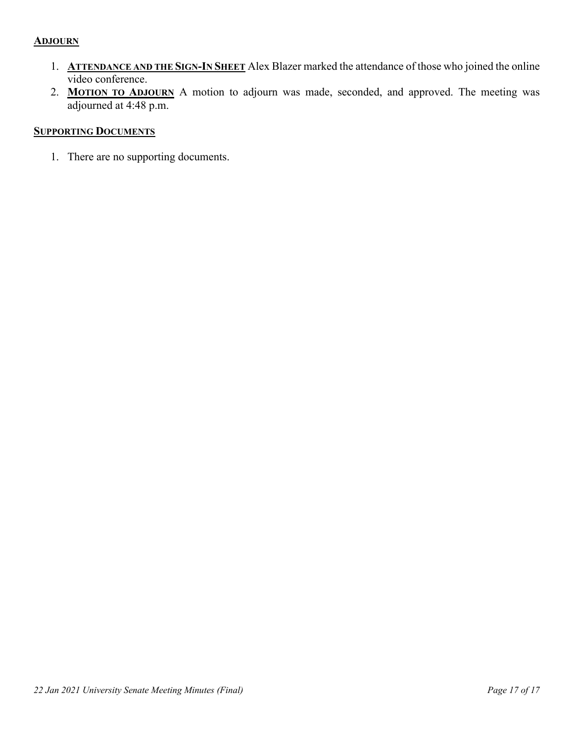## **ADJOURN**

1. **ATTENDANCE AND THE SIGN-IN SHEET** Alex Blazer marked the attendance of those who joined the online video conference.
2. **MOTION TO ADJOURN** A motion to adjourn was made, seconded, and approved. The meeting was adjourned at 4:48 p.m.

## **SUPPORTING DOCUMENTS**

1. There are no supporting documents.